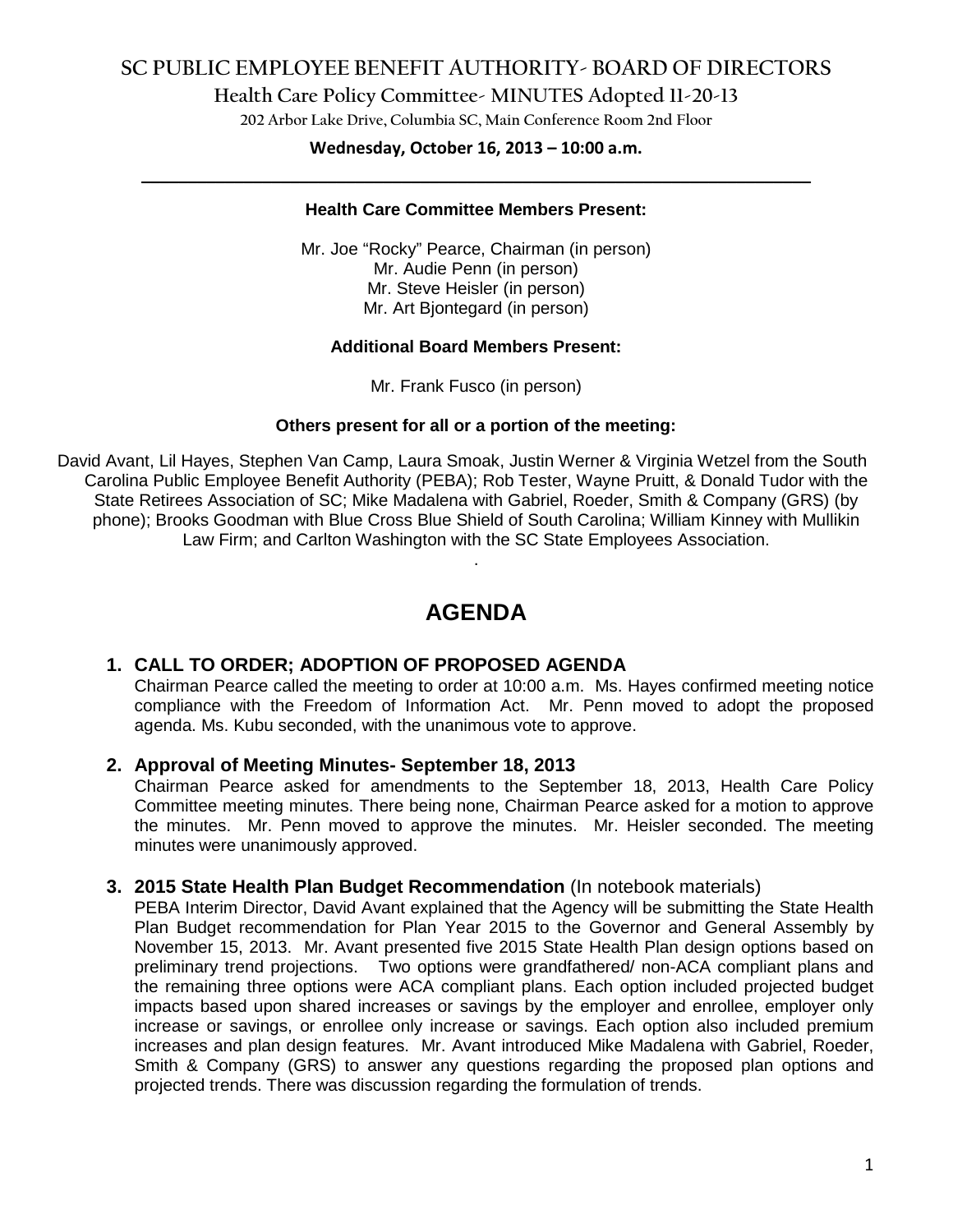# SC PUBLIC EMPLOYEE BENEFIT AUTHORITY- BOARD OF DIRECTORS

## Health Care Policy Committee- MINUTES Adopted 11-20-13

202 Arbor Lake Drive, Columbia SC, Main Conference Room 2nd Floor

**Wednesday, October 16, 2013 – 10:00 a.m.**

---

**Health Care Committee Members Present:**

Mr. Joe "Rocky" Pearce, Chairman (in person)
Mr. Audie Penn (in person)
Mr. Steve Heisler (in person)
Mr. Art Bjontegard (in person)

**Additional Board Members Present:**

Mr. Frank Fusco (in person)

**Others present for all or a portion of the meeting:**

David Avant, Lil Hayes, Stephen Van Camp, Laura Smoak, Justin Werner & Virginia Wetzel from the South Carolina Public Employee Benefit Authority (PEBA); Rob Tester, Wayne Pruitt, & Donald Tudor with the State Retirees Association of SC; Mike Madalena with Gabriel, Roeder, Smith & Company (GRS) (by phone); Brooks Goodman with Blue Cross Blue Shield of South Carolina; William Kinney with Mullikin Law Firm; and Carlton Washington with the SC State Employees Association.

.

# AGENDA

**1. CALL TO ORDER; ADOPTION OF PROPOSED AGENDA**

Chairman Pearce called the meeting to order at 10:00 a.m. Ms. Hayes confirmed meeting notice compliance with the Freedom of Information Act. Mr. Penn moved to adopt the proposed agenda. Ms. Kubu seconded, with the unanimous vote to approve.

**2. Approval of Meeting Minutes- September 18, 2013**

Chairman Pearce asked for amendments to the September 18, 2013, Health Care Policy Committee meeting minutes. There being none, Chairman Pearce asked for a motion to approve the minutes. Mr. Penn moved to approve the minutes. Mr. Heisler seconded. The meeting minutes were unanimously approved.

**3. 2015 State Health Plan Budget Recommendation** (In notebook materials)

PEBA Interim Director, David Avant explained that the Agency will be submitting the State Health Plan Budget recommendation for Plan Year 2015 to the Governor and General Assembly by November 15, 2013. Mr. Avant presented five 2015 State Health Plan design options based on preliminary trend projections. Two options were grandfathered/ non-ACA compliant plans and the remaining three options were ACA compliant plans. Each option included projected budget impacts based upon shared increases or savings by the employer and enrollee, employer only increase or savings, or enrollee only increase or savings. Each option also included premium increases and plan design features. Mr. Avant introduced Mike Madalena with Gabriel, Roeder, Smith & Company (GRS) to answer any questions regarding the proposed plan options and projected trends. There was discussion regarding the formulation of trends.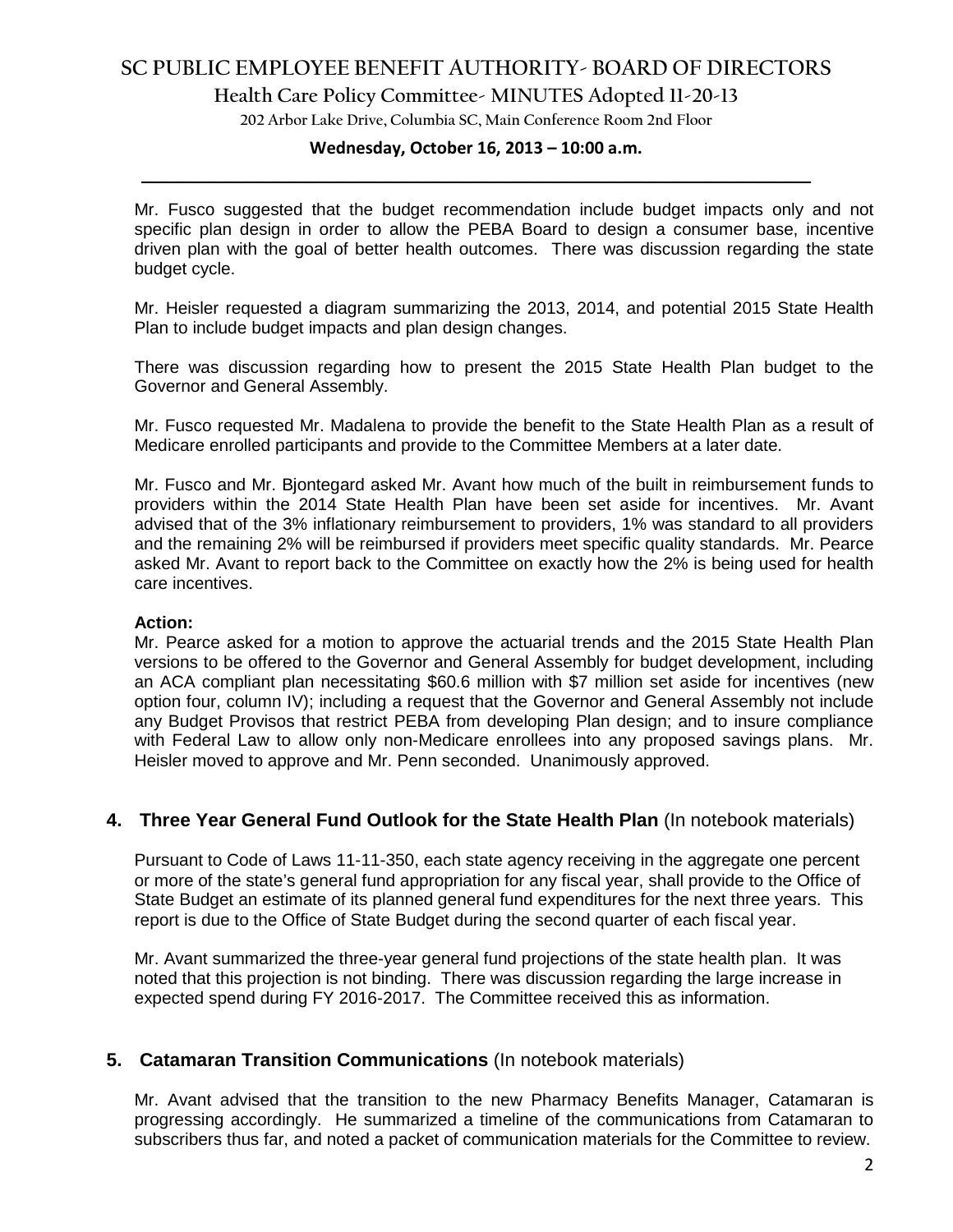Mr. Fusco suggested that the budget recommendation include budget impacts only and not specific plan design in order to allow the PEBA Board to design a consumer base, incentive driven plan with the goal of better health outcomes. There was discussion regarding the state budget cycle.

Mr. Heisler requested a diagram summarizing the 2013, 2014, and potential 2015 State Health Plan to include budget impacts and plan design changes.

There was discussion regarding how to present the 2015 State Health Plan budget to the Governor and General Assembly.

Mr. Fusco requested Mr. Madalena to provide the benefit to the State Health Plan as a result of Medicare enrolled participants and provide to the Committee Members at a later date.

Mr. Fusco and Mr. Bjontegard asked Mr. Avant how much of the built in reimbursement funds to providers within the 2014 State Health Plan have been set aside for incentives. Mr. Avant advised that of the 3% inflationary reimbursement to providers, 1% was standard to all providers and the remaining 2% will be reimbursed if providers meet specific quality standards. Mr. Pearce asked Mr. Avant to report back to the Committee on exactly how the 2% is being used for health care incentives.

**Action:**
Mr. Pearce asked for a motion to approve the actuarial trends and the 2015 State Health Plan versions to be offered to the Governor and General Assembly for budget development, including an ACA compliant plan necessitating \$60.6 million with \$7 million set aside for incentives (new option four, column IV); including a request that the Governor and General Assembly not include any Budget Provisos that restrict PEBA from developing Plan design; and to insure compliance with Federal Law to allow only non-Medicare enrollees into any proposed savings plans. Mr. Heisler moved to approve and Mr. Penn seconded. Unanimously approved.

## 4. Three Year General Fund Outlook for the State Health Plan (In notebook materials)

Pursuant to Code of Laws 11-11-350, each state agency receiving in the aggregate one percent or more of the state's general fund appropriation for any fiscal year, shall provide to the Office of State Budget an estimate of its planned general fund expenditures for the next three years. This report is due to the Office of State Budget during the second quarter of each fiscal year.

Mr. Avant summarized the three-year general fund projections of the state health plan. It was noted that this projection is not binding. There was discussion regarding the large increase in expected spend during FY 2016-2017. The Committee received this as information.

## 5. Catamaran Transition Communications (In notebook materials)

Mr. Avant advised that the transition to the new Pharmacy Benefits Manager, Catamaran is progressing accordingly. He summarized a timeline of the communications from Catamaran to subscribers thus far, and noted a packet of communication materials for the Committee to review.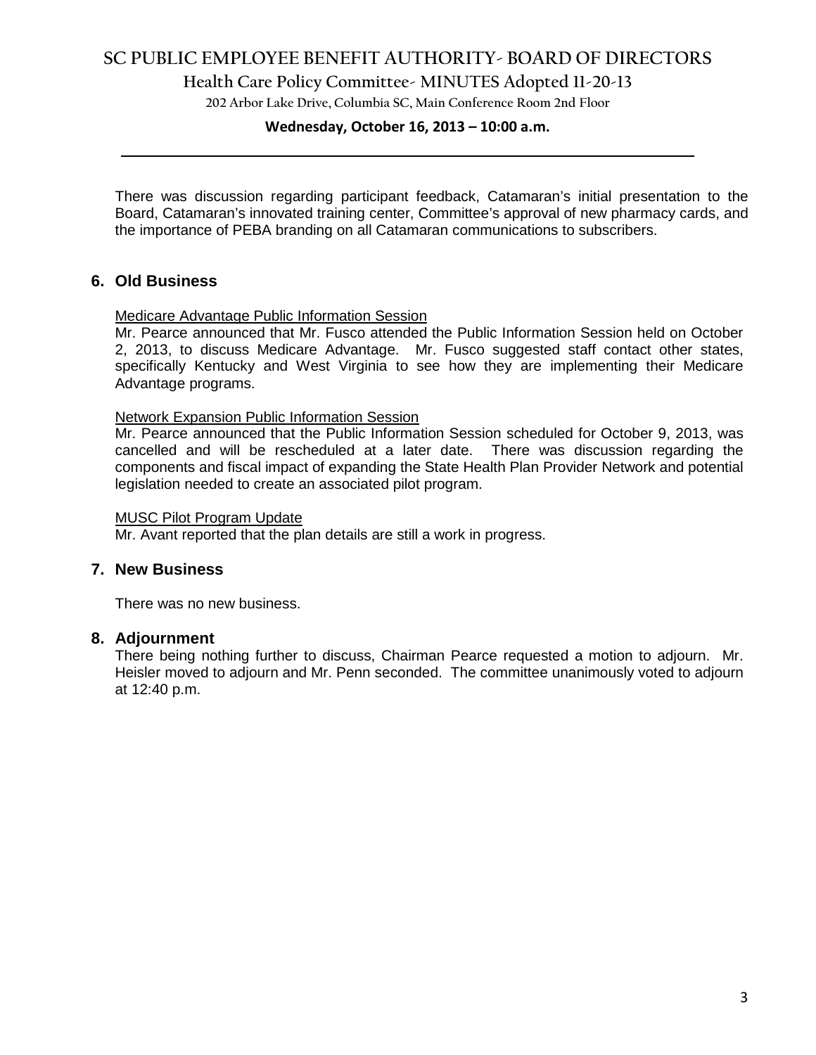There was discussion regarding participant feedback, Catamaran's initial presentation to the Board, Catamaran's innovated training center, Committee's approval of new pharmacy cards, and the importance of PEBA branding on all Catamaran communications to subscribers.

## 6. Old Business

Medicare Advantage Public Information Session

Mr. Pearce announced that Mr. Fusco attended the Public Information Session held on October 2, 2013, to discuss Medicare Advantage. Mr. Fusco suggested staff contact other states, specifically Kentucky and West Virginia to see how they are implementing their Medicare Advantage programs.

Network Expansion Public Information Session

Mr. Pearce announced that the Public Information Session scheduled for October 9, 2013, was cancelled and will be rescheduled at a later date. There was discussion regarding the components and fiscal impact of expanding the State Health Plan Provider Network and potential legislation needed to create an associated pilot program.

MUSC Pilot Program Update

Mr. Avant reported that the plan details are still a work in progress.

## 7. New Business

There was no new business.

## 8. Adjournment

There being nothing further to discuss, Chairman Pearce requested a motion to adjourn. Mr. Heisler moved to adjourn and Mr. Penn seconded. The committee unanimously voted to adjourn at 12:40 p.m.